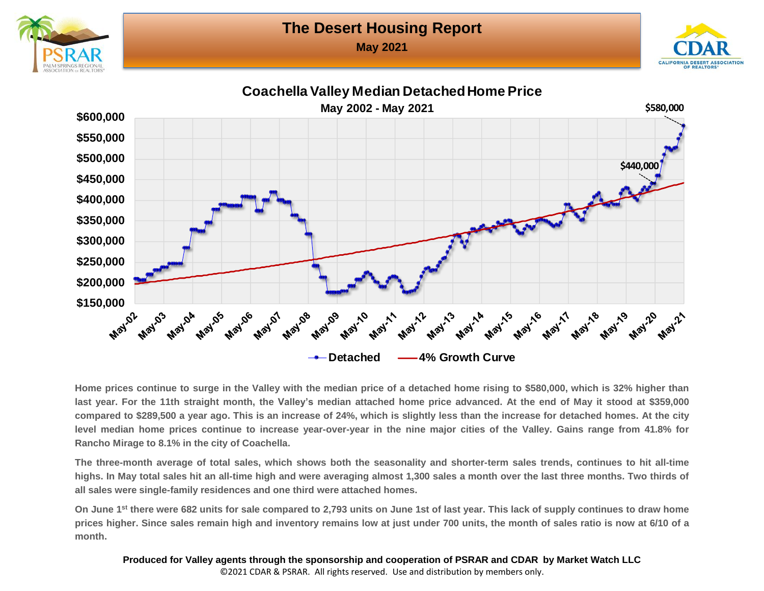# The Desert Housing Report

**May 2021**

## Coachella Valley Median Detached Home Price

**May 2002 - May 2021**

Home prices continue to surge in the Valley with the median price of a detached home rising to $580,000, which is 32% higher than last year. For the 11th straight month, the Valley's median attached home price advanced. At the end of May it stood at $359,000 compared to $289,500 a year ago. This is an increase of 24%, which is slightly less than the increase for detached homes. At the city level median home prices continue to increase year-over-year in the nine major cities of the Valley. Gains range from 41.8% for Rancho Mirage to 8.1% in the city of Coachella.

The three-month average of total sales, which shows both the seasonality and shorter-term sales trends, continues to hit all-time highs. In May total sales hit an all-time high and were averaging almost 1,300 sales a month over the last three months. Two thirds of all sales were single-family residences and one third were attached homes.

On June 1st there were 682 units for sale compared to 2,793 units on June 1st of last year. This lack of supply continues to draw home prices higher. Since sales remain high and inventory remains low at just under 700 units, the month of sales ratio is now at 6/10 of a month.

**Produced for Valley agents through the sponsorship and cooperation of PSRAR and CDAR by Market Watch LLC**

©2021 CDAR & PSRAR. All rights reserved. Use and distribution by members only.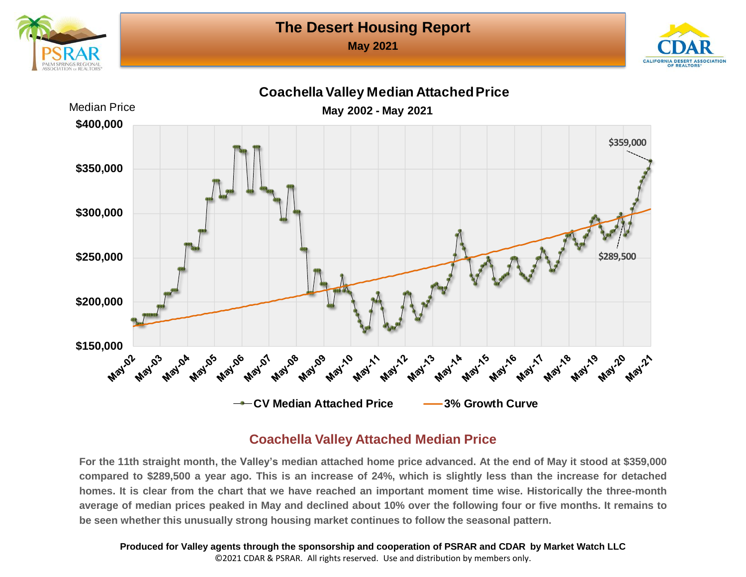# The Desert Housing Report

**May 2021**

## Coachella Valley Median Attached Price

**May 2002 - May 2021**

Median Price

$400,000
$350,000
$300,000
$250,000
$200,000
$150,000

May-02 May-03 May-04 May-05 May-06 May-07 May-08 May-09 May-10 May-11 May-12 May-13 May-14 May-15 May-16 May-17 May-18 May-19 May-20 May-21

$359,000

$289,500

CV Median Attached Price — 3% Growth Curve

## Coachella Valley Attached Median Price

**For the 11th straight month, the Valley's median attached home price advanced. At the end of May it stood at $359,000 compared to $289,500 a year ago. This is an increase of 24%, which is slightly less than the increase for detached homes. It is clear from the chart that we have reached an important moment time wise. Historically the three-month average of median prices peaked in May and declined about 10% over the following four or five months. It remains to be seen whether this unusually strong housing market continues to follow the seasonal pattern.**

**Produced for Valley agents through the sponsorship and cooperation of PSRAR and CDAR by Market Watch LLC**

©2021 CDAR & PSRAR. All rights reserved. Use and distribution by members only.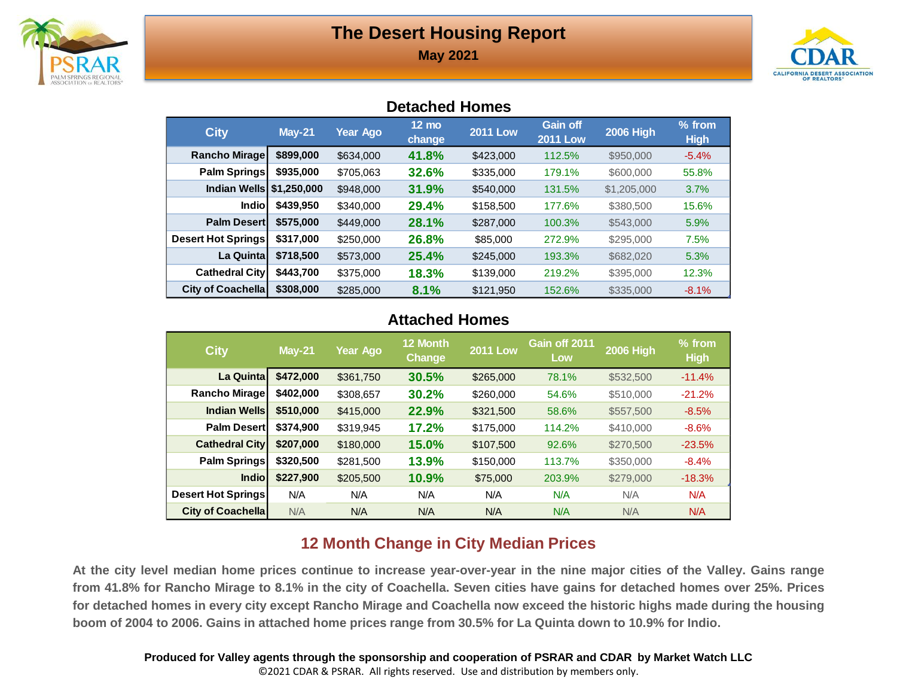# The Desert Housing Report

**May 2021**

## Detached Homes

| City | May-21 | Year Ago | 12 mo change | 2011 Low | Gain off 2011 Low | 2006 High | % from High |
|---|---|---|---|---|---|---|---|
| **Rancho Mirage** | **$899,000** | $634,000 | **41.8%** | $423,000 | 112.5% | $950,000 | -5.4% |
| **Palm Springs** | **$935,000** | $705,063 | **32.6%** | $335,000 | 179.1% | $600,000 | 55.8% |
| **Indian Wells** | **$1,250,000** | $948,000 | **31.9%** | $540,000 | 131.5% | $1,205,000 | 3.7% |
| **Indio** | **$439,950** | $340,000 | **29.4%** | $158,500 | 177.6% | $380,500 | 15.6% |
| **Palm Desert** | **$575,000** | $449,000 | **28.1%** | $287,000 | 100.3% | $543,000 | 5.9% |
| **Desert Hot Springs** | **$317,000** | $250,000 | **26.8%** | $85,000 | 272.9% | $295,000 | 7.5% |
| **La Quinta** | **$718,500** | $573,000 | **25.4%** | $245,000 | 193.3% | $682,020 | 5.3% |
| **Cathedral City** | **$443,700** | $375,000 | **18.3%** | $139,000 | 219.2% | $395,000 | 12.3% |
| **City of Coachella** | **$308,000** | $285,000 | **8.1%** | $121,950 | 152.6% | $335,000 | -8.1% |

## Attached Homes

| City | May-21 | Year Ago | 12 Month Change | 2011 Low | Gain off 2011 Low | 2006 High | % from High |
|---|---|---|---|---|---|---|---|
| **La Quinta** | **$472,000** | $361,750 | **30.5%** | $265,000 | 78.1% | $532,500 | -11.4% |
| **Rancho Mirage** | **$402,000** | $308,657 | **30.2%** | $260,000 | 54.6% | $510,000 | -21.2% |
| **Indian Wells** | **$510,000** | $415,000 | **22.9%** | $321,500 | 58.6% | $557,500 | -8.5% |
| **Palm Desert** | **$374,900** | $319,945 | **17.2%** | $175,000 | 114.2% | $410,000 | -8.6% |
| **Cathedral City** | **$207,000** | $180,000 | **15.0%** | $107,500 | 92.6% | $270,500 | -23.5% |
| **Palm Springs** | **$320,500** | $281,500 | **13.9%** | $150,000 | 113.7% | $350,000 | -8.4% |
| **Indio** | **$227,900** | $205,500 | **10.9%** | $75,000 | 203.9% | $279,000 | -18.3% |
| **Desert Hot Springs** | N/A | N/A | N/A | N/A | N/A | N/A | N/A |
| **City of Coachella** | N/A | N/A | N/A | N/A | N/A | N/A | N/A |

## 12 Month Change in City Median Prices

**At the city level median home prices continue to increase year-over-year in the nine major cities of the Valley. Gains range from 41.8% for Rancho Mirage to 8.1% in the city of Coachella. Seven cities have gains for detached homes over 25%. Prices for detached homes in every city except Rancho Mirage and Coachella now exceed the historic highs made during the housing boom of 2004 to 2006. Gains in attached home prices range from 30.5% for La Quinta down to 10.9% for Indio.**

**Produced for Valley agents through the sponsorship and cooperation of PSRAR and CDAR by Market Watch LLC**

©2021 CDAR & PSRAR. All rights reserved. Use and distribution by members only.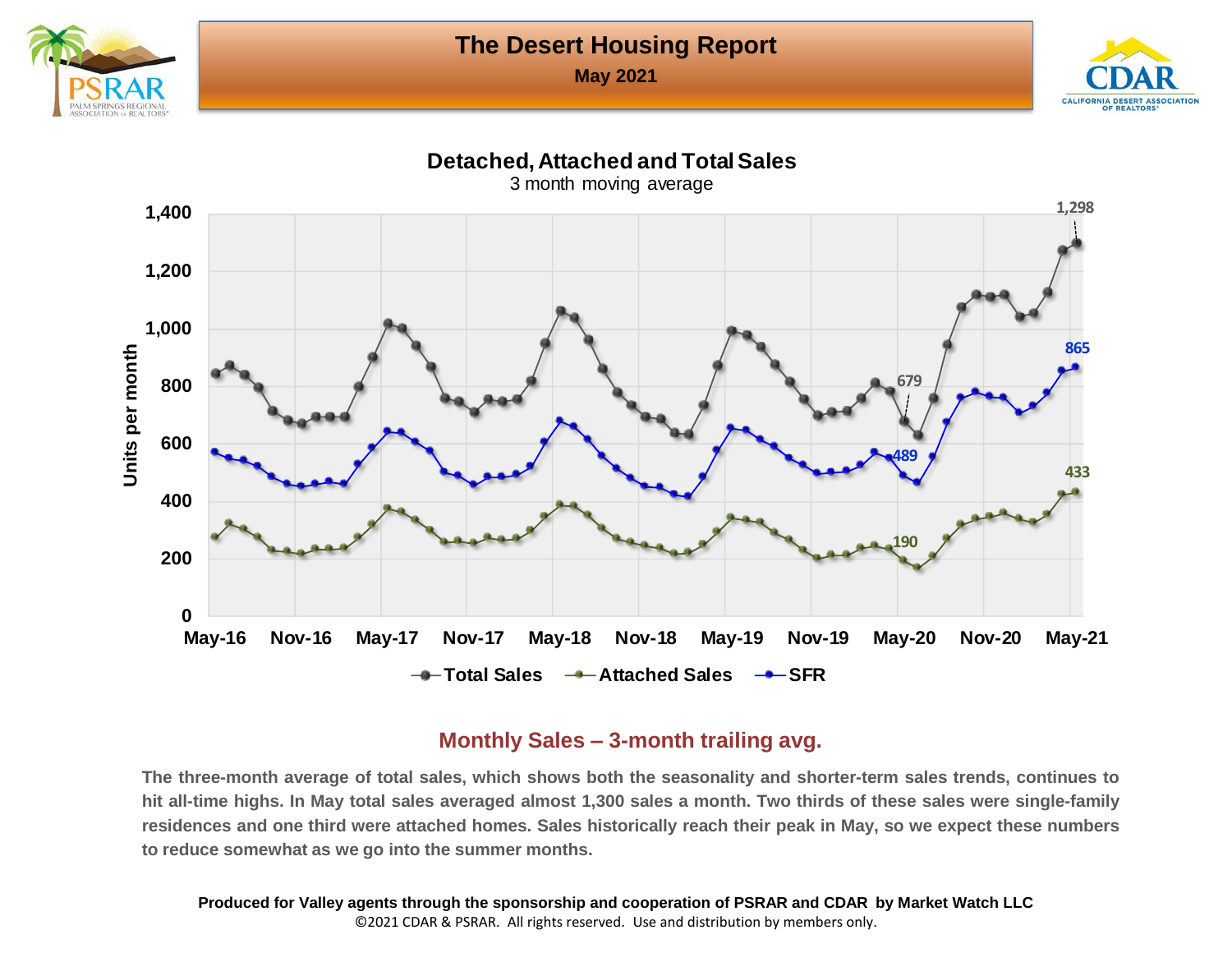# The Desert Housing Report

**May 2021**

## Detached, Attached and Total Sales

3 month moving average

## Monthly Sales – 3-month trailing avg.

**The three-month average of total sales, which shows both the seasonality and shorter-term sales trends, continues to hit all-time highs. In May total sales averaged almost 1,300 sales a month. Two thirds of these sales were single-family residences and one third were attached homes. Sales historically reach their peak in May, so we expect these numbers to reduce somewhat as we go into the summer months.**

**Produced for Valley agents through the sponsorship and cooperation of PSRAR and CDAR by Market Watch LLC**

©2021 CDAR & PSRAR. All rights reserved. Use and distribution by members only.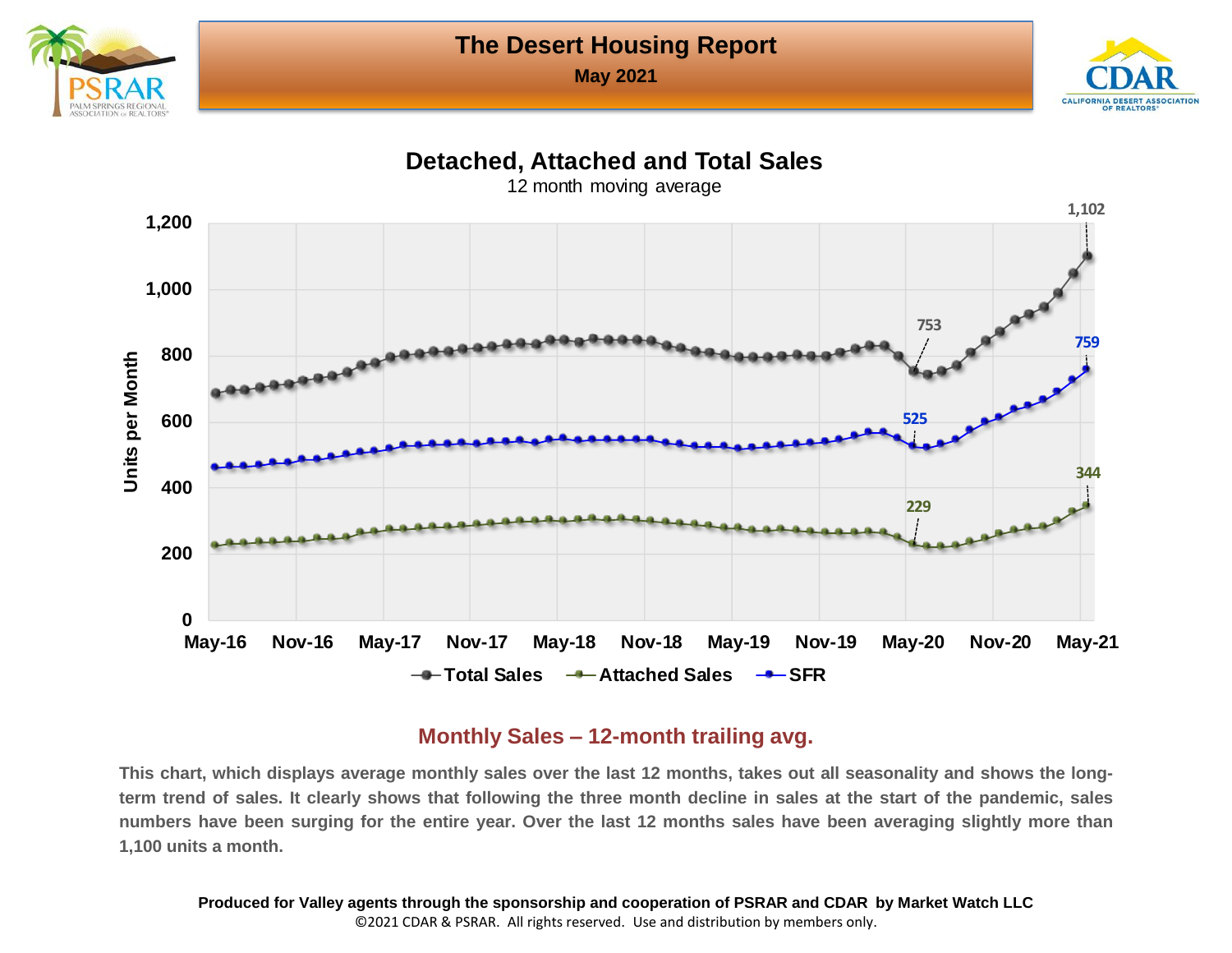# The Desert Housing Report

**May 2021**

## Detached, Attached and Total Sales

12 month moving average

Units per Month

| | May-20 | May-21 |
|---|---|---|
| Total Sales | 753 | 1,102 |
| SFR | 525 | 759 |
| Attached Sales | 229 | 344 |

### Monthly Sales – 12-month trailing avg.

**This chart, which displays average monthly sales over the last 12 months, takes out all seasonality and shows the long-term trend of sales. It clearly shows that following the three month decline in sales at the start of the pandemic, sales numbers have been surging for the entire year. Over the last 12 months sales have been averaging slightly more than 1,100 units a month.**

**Produced for Valley agents through the sponsorship and cooperation of PSRAR and CDAR by Market Watch LLC**

©2021 CDAR & PSRAR. All rights reserved. Use and distribution by members only.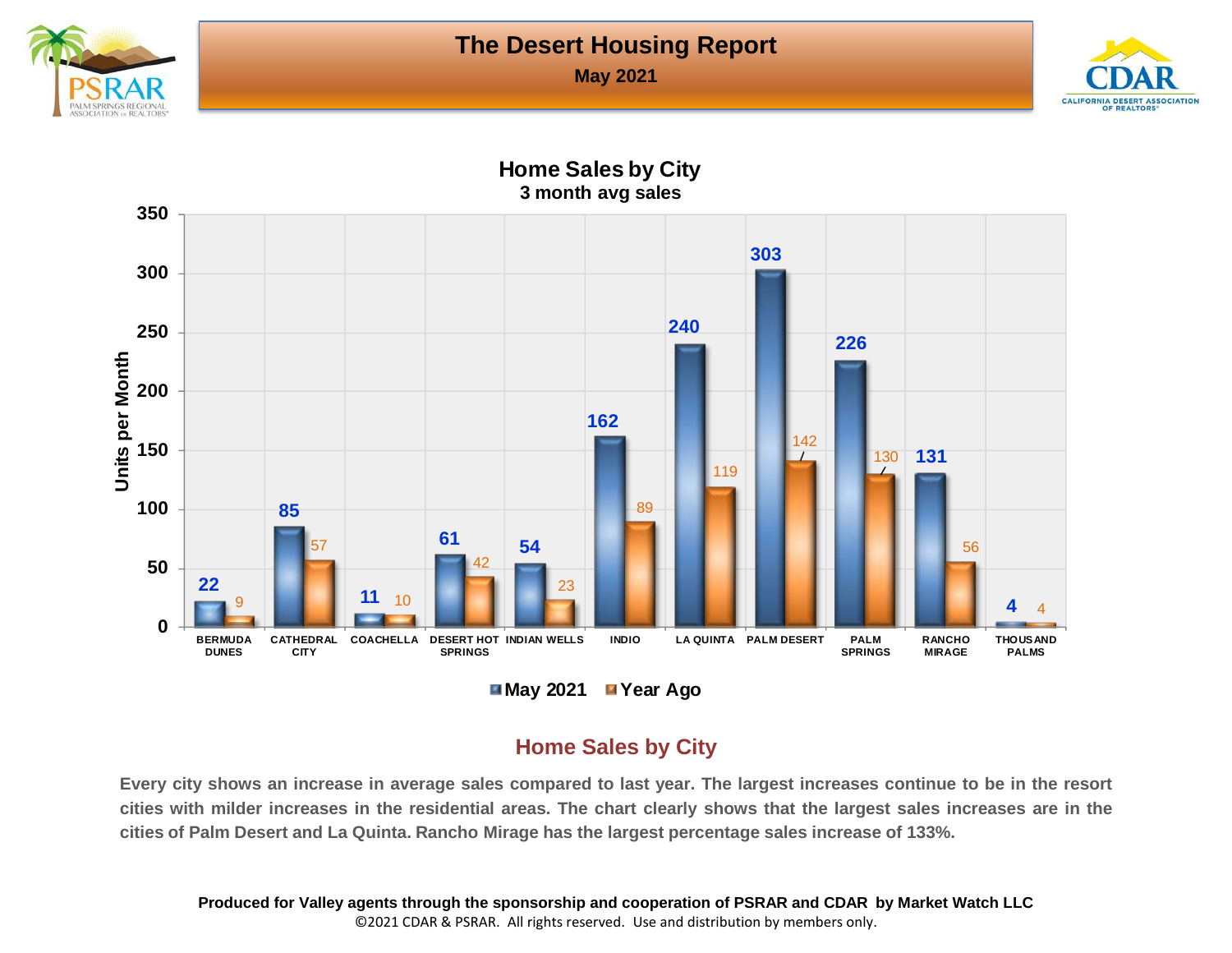# The Desert Housing Report

**May 2021**

## Home Sales by City

**3 month avg sales**

| City | May 2021 | Year Ago |
|---|---|---|
| BERMUDA DUNES | 22 | 9 |
| CATHEDRAL CITY | 85 | 57 |
| COACHELLA | 11 | 10 |
| DESERT HOT SPRINGS | 61 | 42 |
| INDIAN WELLS | 54 | 23 |
| INDIO | 162 | 89 |
| LA QUINTA | 240 | 119 |
| PALM DESERT | 303 | 142 |
| PALM SPRINGS | 226 | 130 |
| RANCHO MIRAGE | 131 | 56 |
| THOUSAND PALMS | 4 | 4 |

Units per Month

## Home Sales by City

**Every city shows an increase in average sales compared to last year. The largest increases continue to be in the resort cities with milder increases in the residential areas. The chart clearly shows that the largest sales increases are in the cities of Palm Desert and La Quinta. Rancho Mirage has the largest percentage sales increase of 133%.**

**Produced for Valley agents through the sponsorship and cooperation of PSRAR and CDAR by Market Watch LLC**

©2021 CDAR & PSRAR. All rights reserved. Use and distribution by members only.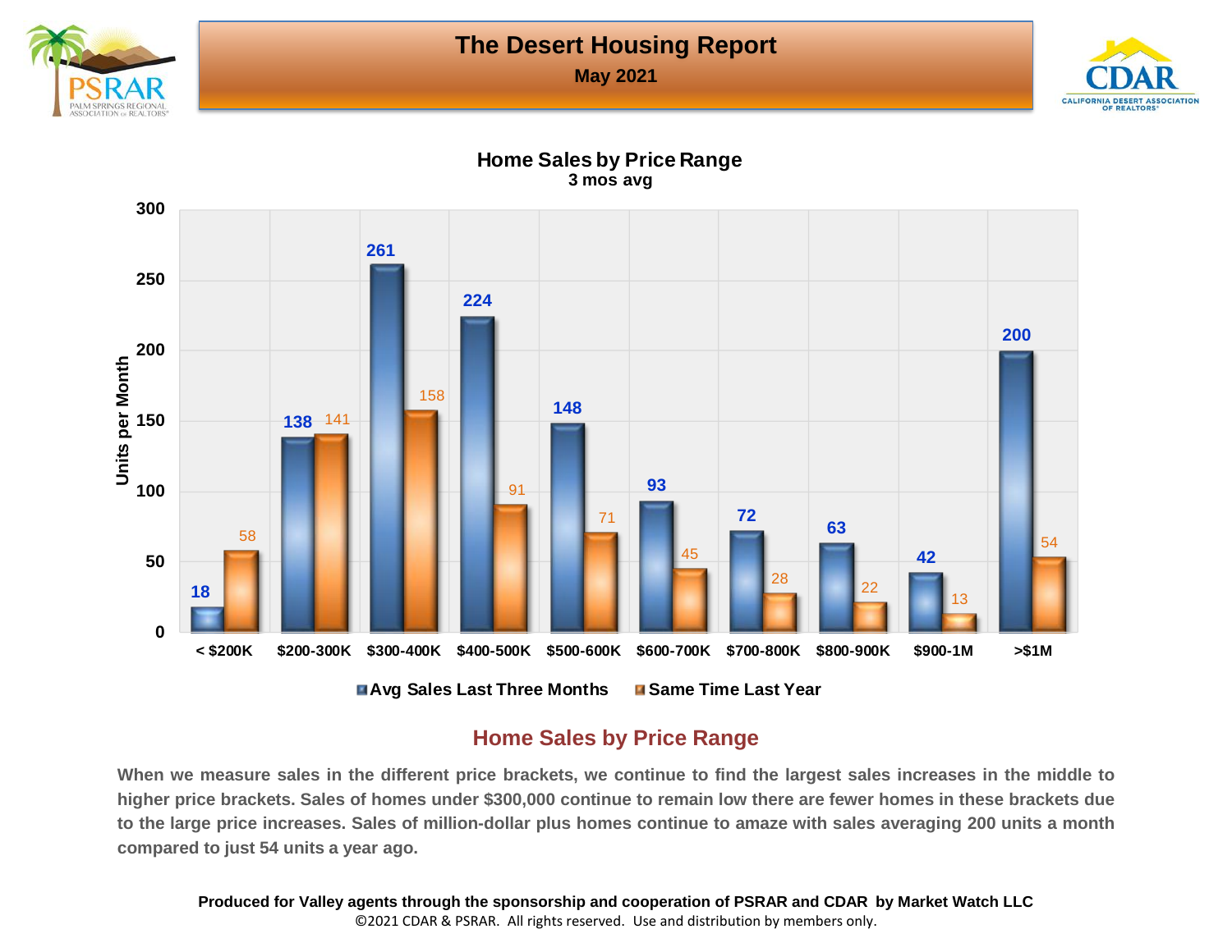# The Desert Housing Report

**May 2021**

## Home Sales by Price Range

**3 mos avg**

| Price Range | Avg Sales Last Three Months | Same Time Last Year |
|---|---|---|
| < $200K | 18 | 58 |
| $200-300K | 138 | 141 |
| $300-400K | 261 | 158 |
| $400-500K | 224 | 91 |
| $500-600K | 148 | 71 |
| $600-700K | 93 | 45 |
| $700-800K | 72 | 28 |
| $800-900K | 63 | 22 |
| $900-1M | 42 | 13 |
| >$1M | 200 | 54 |

Units per Month

## Home Sales by Price Range

When we measure sales in the different price brackets, we continue to find the largest sales increases in the middle to higher price brackets. Sales of homes under $300,000 continue to remain low there are fewer homes in these brackets due to the large price increases. Sales of million-dollar plus homes continue to amaze with sales averaging 200 units a month compared to just 54 units a year ago.

**Produced for Valley agents through the sponsorship and cooperation of PSRAR and CDAR by Market Watch LLC**

©2021 CDAR & PSRAR. All rights reserved. Use and distribution by members only.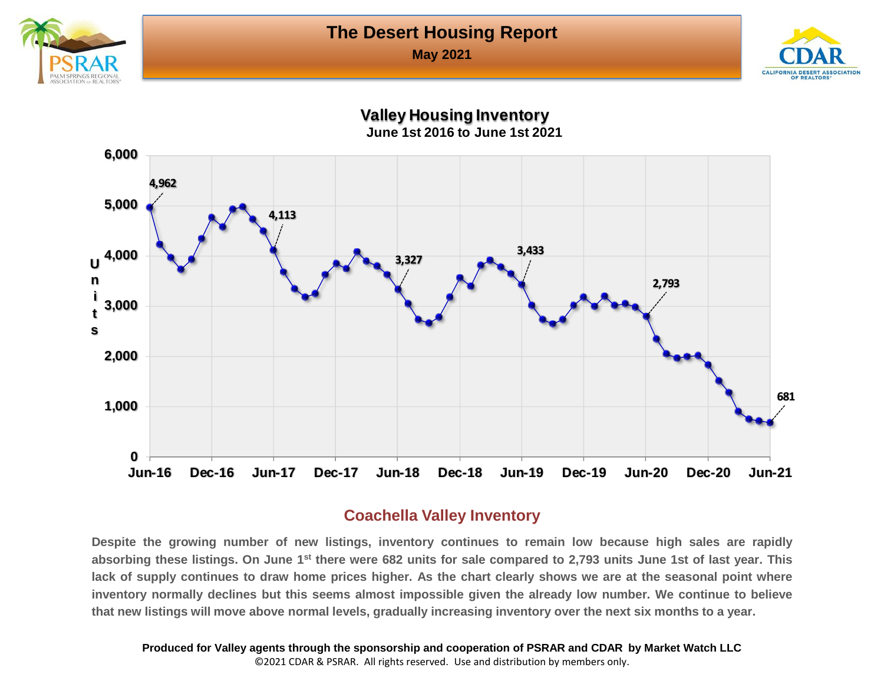# The Desert Housing Report

**May 2021**

## Valley Housing Inventory

**June 1st 2016 to June 1st 2021**

## Coachella Valley Inventory

**Despite the growing number of new listings, inventory continues to remain low because high sales are rapidly absorbing these listings. On June 1st there were 682 units for sale compared to 2,793 units June 1st of last year. This lack of supply continues to draw home prices higher. As the chart clearly shows we are at the seasonal point where inventory normally declines but this seems almost impossible given the already low number. We continue to believe that new listings will move above normal levels, gradually increasing inventory over the next six months to a year.**

**Produced for Valley agents through the sponsorship and cooperation of PSRAR and CDAR by Market Watch LLC**

©2021 CDAR & PSRAR. All rights reserved. Use and distribution by members only.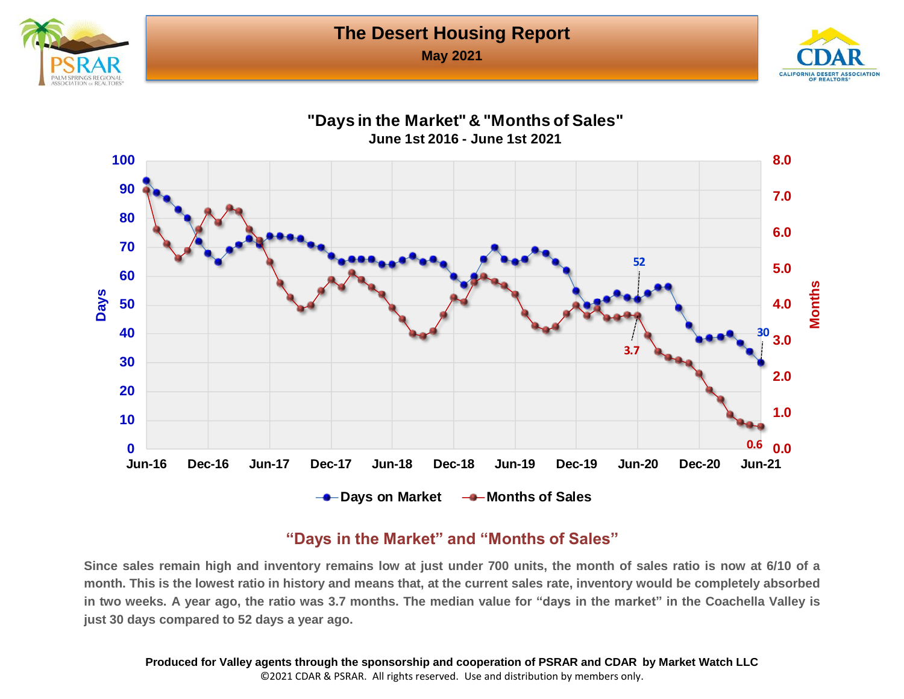# The Desert Housing Report

**May 2021**

## "Days in the Market" & "Months of Sales"

**June 1st 2016 - June 1st 2021**

## "Days in the Market" and "Months of Sales"

**Since sales remain high and inventory remains low at just under 700 units, the month of sales ratio is now at 6/10 of a month. This is the lowest ratio in history and means that, at the current sales rate, inventory would be completely absorbed in two weeks. A year ago, the ratio was 3.7 months. The median value for "days in the market" in the Coachella Valley is just 30 days compared to 52 days a year ago.**

**Produced for Valley agents through the sponsorship and cooperation of PSRAR and CDAR by Market Watch LLC**

©2021 CDAR & PSRAR. All rights reserved. Use and distribution by members only.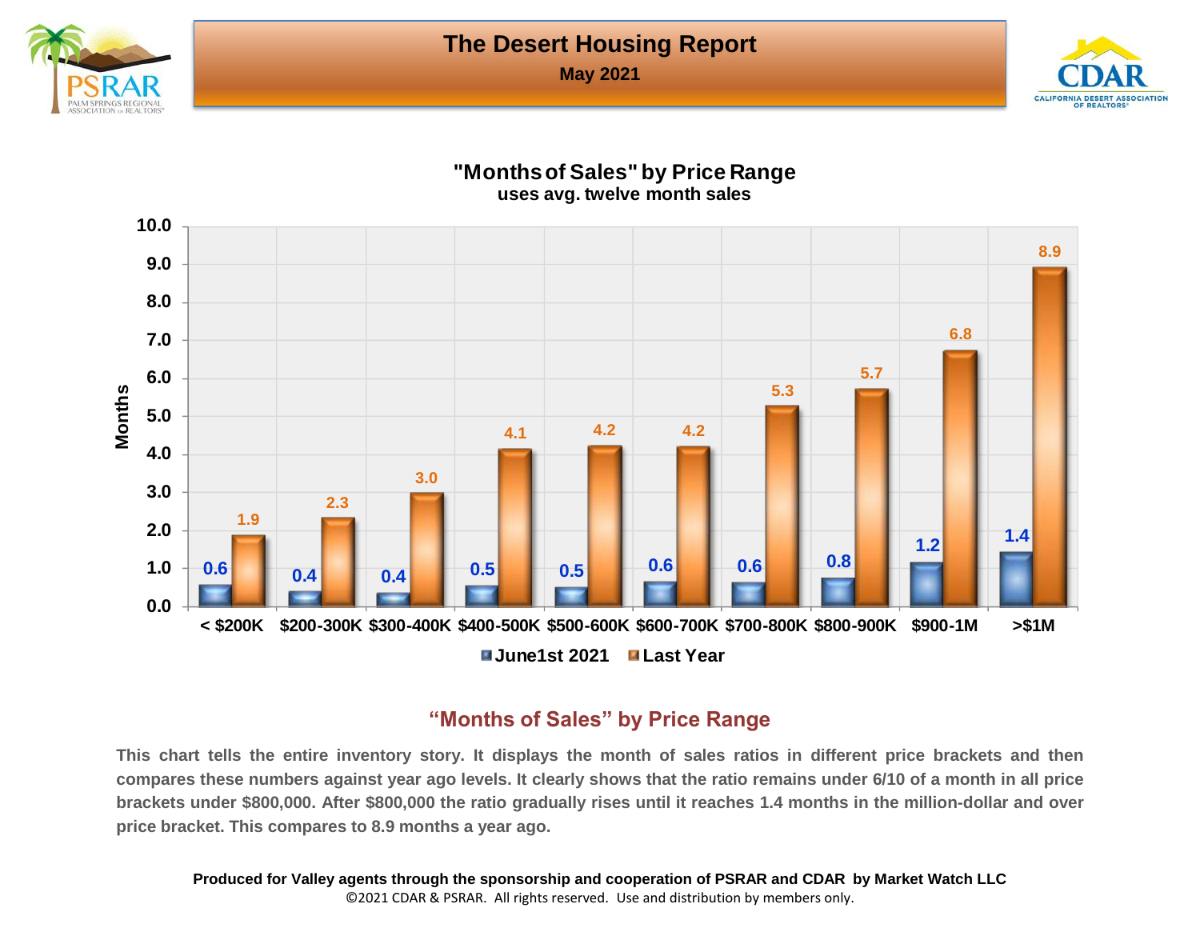# The Desert Housing Report

**May 2021**

## "Months of Sales" by Price Range

uses avg. twelve month sales

| Price Range | June1st 2021 | Last Year |
|---|---|---|
| < $200K | 0.6 | 1.9 |
| $200-300K | 0.4 | 2.3 |
| $300-400K | 0.4 | 3.0 |
| $400-500K | 0.5 | 4.1 |
| $500-600K | 0.5 | 4.2 |
| $600-700K | 0.6 | 4.2 |
| $700-800K | 0.6 | 5.3 |
| $800-900K | 0.8 | 5.7 |
| $900-1M | 1.2 | 6.8 |
| >$1M | 1.4 | 8.9 |

## "Months of Sales" by Price Range

This chart tells the entire inventory story. It displays the month of sales ratios in different price brackets and then compares these numbers against year ago levels. It clearly shows that the ratio remains under 6/10 of a month in all price brackets under $800,000. After $800,000 the ratio gradually rises until it reaches 1.4 months in the million-dollar and over price bracket. This compares to 8.9 months a year ago.

**Produced for Valley agents through the sponsorship and cooperation of PSRAR and CDAR by Market Watch LLC**

©2021 CDAR & PSRAR. All rights reserved. Use and distribution by members only.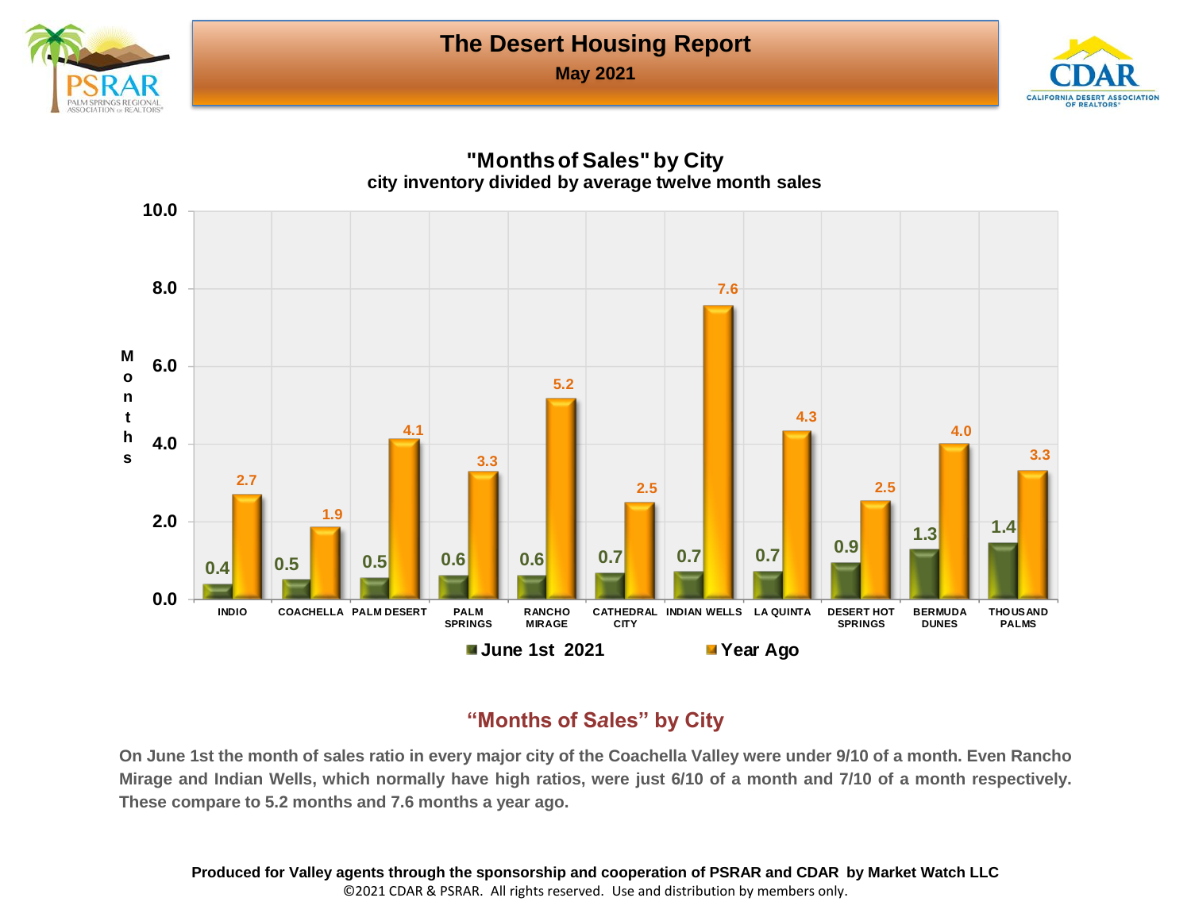# The Desert Housing Report

**May 2021**

## "Months of Sales" by City

**city inventory divided by average twelve month sales**

| City | June 1st 2021 | Year Ago |
|---|---|---|
| INDIO | 0.4 | 2.7 |
| COACHELLA | 0.5 | 1.9 |
| PALM DESERT | 0.5 | 4.1 |
| PALM SPRINGS | 0.6 | 3.3 |
| RANCHO MIRAGE | 0.6 | 5.2 |
| CATHEDRAL CITY | 0.7 | 2.5 |
| INDIAN WELLS | 0.7 | 7.6 |
| LA QUINTA | 0.7 | 4.3 |
| DESERT HOT SPRINGS | 0.9 | 2.5 |
| BERMUDA DUNES | 1.3 | 4.0 |
| THOUSAND PALMS | 1.4 | 3.3 |

## "Months of Sales" by City

**On June 1st the month of sales ratio in every major city of the Coachella Valley were under 9/10 of a month. Even Rancho Mirage and Indian Wells, which normally have high ratios, were just 6/10 of a month and 7/10 of a month respectively. These compare to 5.2 months and 7.6 months a year ago.**

**Produced for Valley agents through the sponsorship and cooperation of PSRAR and CDAR by Market Watch LLC**

©2021 CDAR & PSRAR. All rights reserved. Use and distribution by members only.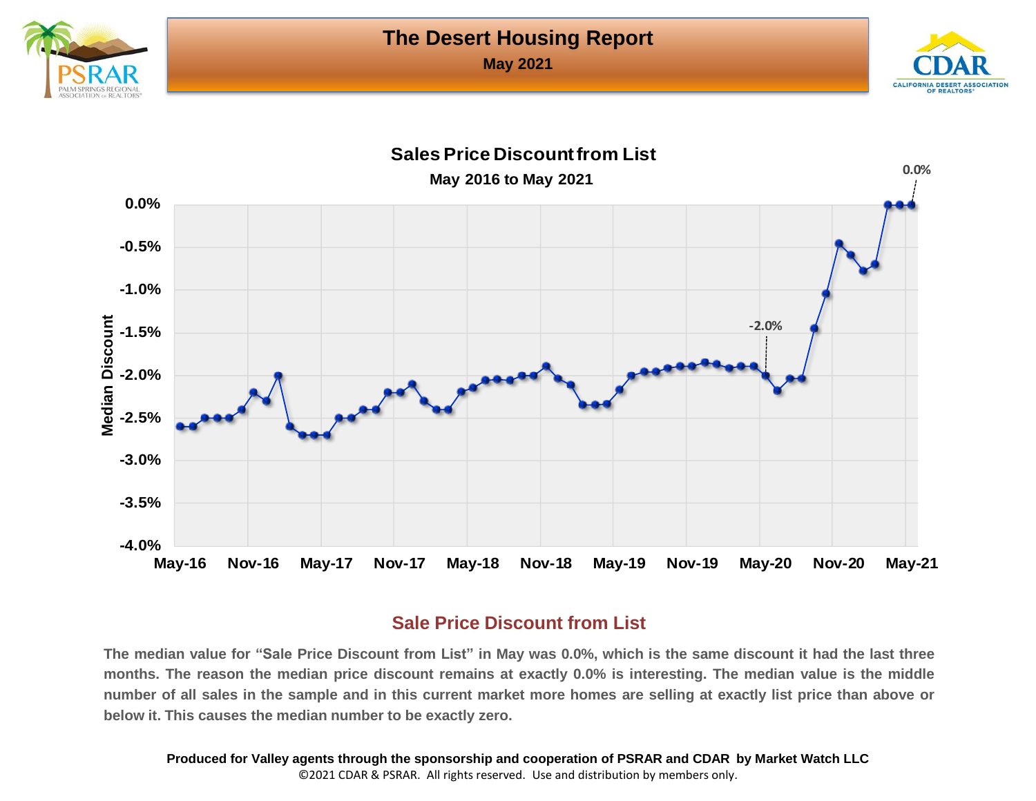# The Desert Housing Report

**May 2021**

## Sales Price Discount from List

**May 2016 to May 2021**

## Sale Price Discount from List

**The median value for "Sale Price Discount from List" in May was 0.0%, which is the same discount it had the last three months. The reason the median price discount remains at exactly 0.0% is interesting. The median value is the middle number of all sales in the sample and in this current market more homes are selling at exactly list price than above or below it. This causes the median number to be exactly zero.**

**Produced for Valley agents through the sponsorship and cooperation of PSRAR and CDAR by Market Watch LLC**

©2021 CDAR & PSRAR. All rights reserved. Use and distribution by members only.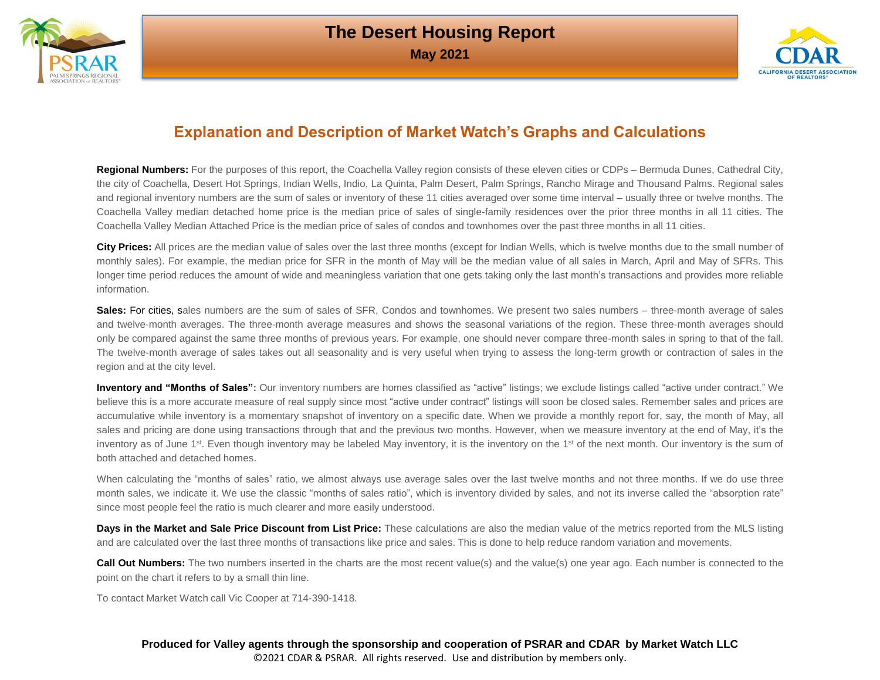# The Desert Housing Report

**May 2021**

## Explanation and Description of Market Watch's Graphs and Calculations

**Regional Numbers:** For the purposes of this report, the Coachella Valley region consists of these eleven cities or CDPs – Bermuda Dunes, Cathedral City, the city of Coachella, Desert Hot Springs, Indian Wells, Indio, La Quinta, Palm Desert, Palm Springs, Rancho Mirage and Thousand Palms. Regional sales and regional inventory numbers are the sum of sales or inventory of these 11 cities averaged over some time interval – usually three or twelve months. The Coachella Valley median detached home price is the median price of sales of single-family residences over the prior three months in all 11 cities. The Coachella Valley Median Attached Price is the median price of sales of condos and townhomes over the past three months in all 11 cities.

**City Prices:** All prices are the median value of sales over the last three months (except for Indian Wells, which is twelve months due to the small number of monthly sales). For example, the median price for SFR in the month of May will be the median value of all sales in March, April and May of SFRs. This longer time period reduces the amount of wide and meaningless variation that one gets taking only the last month's transactions and provides more reliable information.

**Sales:** For cities, sales numbers are the sum of sales of SFR, Condos and townhomes. We present two sales numbers – three-month average of sales and twelve-month averages. The three-month average measures and shows the seasonal variations of the region. These three-month averages should only be compared against the same three months of previous years. For example, one should never compare three-month sales in spring to that of the fall. The twelve-month average of sales takes out all seasonality and is very useful when trying to assess the long-term growth or contraction of sales in the region and at the city level.

**Inventory and "Months of Sales":** Our inventory numbers are homes classified as "active" listings; we exclude listings called "active under contract." We believe this is a more accurate measure of real supply since most "active under contract" listings will soon be closed sales. Remember sales and prices are accumulative while inventory is a momentary snapshot of inventory on a specific date. When we provide a monthly report for, say, the month of May, all sales and pricing are done using transactions through that and the previous two months. However, when we measure inventory at the end of May, it's the inventory as of June 1st. Even though inventory may be labeled May inventory, it is the inventory on the 1st of the next month. Our inventory is the sum of both attached and detached homes.

When calculating the "months of sales" ratio, we almost always use average sales over the last twelve months and not three months. If we do use three month sales, we indicate it. We use the classic "months of sales ratio", which is inventory divided by sales, and not its inverse called the "absorption rate" since most people feel the ratio is much clearer and more easily understood.

**Days in the Market and Sale Price Discount from List Price:** These calculations are also the median value of the metrics reported from the MLS listing and are calculated over the last three months of transactions like price and sales. This is done to help reduce random variation and movements.

**Call Out Numbers:** The two numbers inserted in the charts are the most recent value(s) and the value(s) one year ago. Each number is connected to the point on the chart it refers to by a small thin line.

To contact Market Watch call Vic Cooper at 714-390-1418.

**Produced for Valley agents through the sponsorship and cooperation of PSRAR and CDAR by Market Watch LLC**

©2021 CDAR & PSRAR. All rights reserved. Use and distribution by members only.